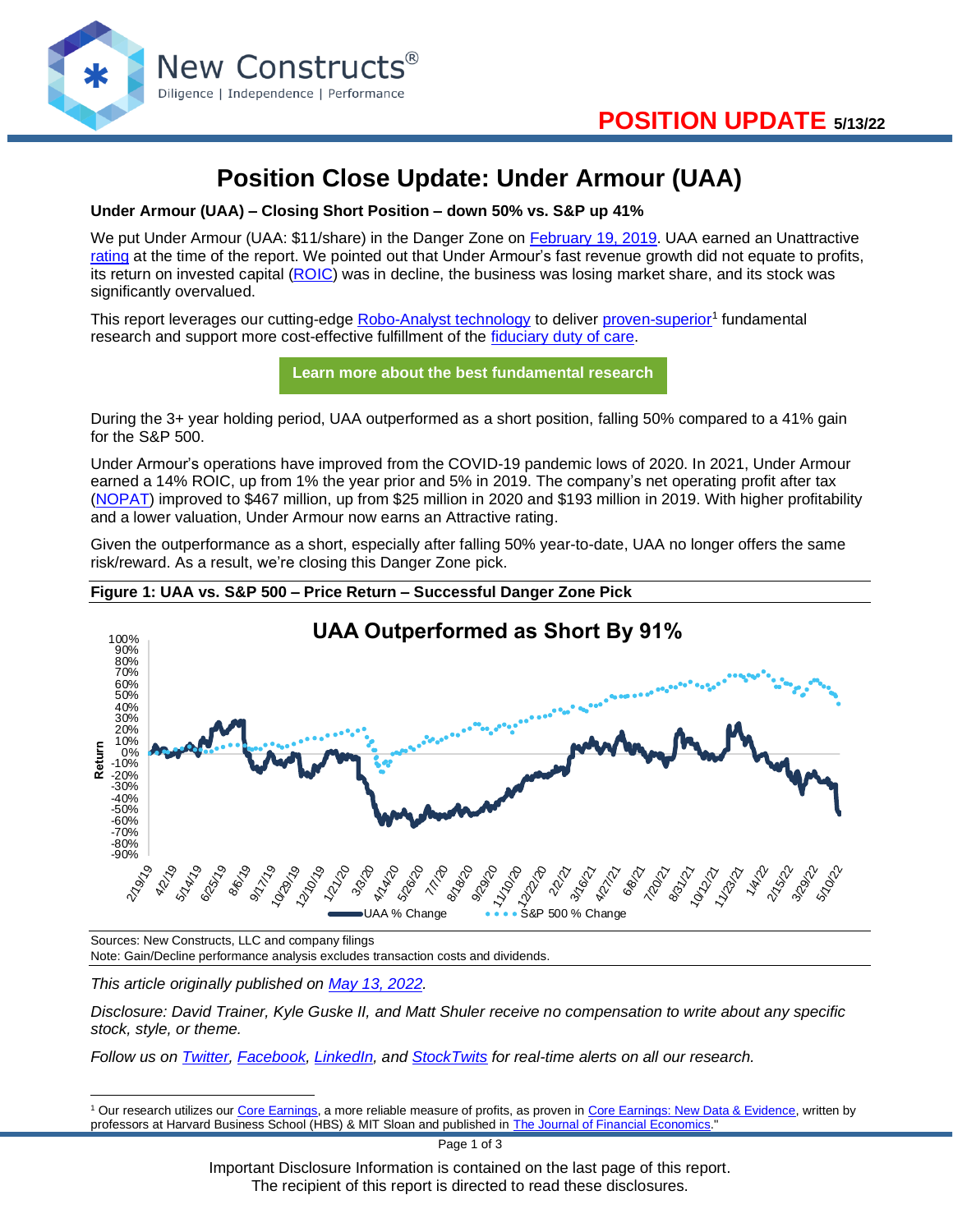**POSITION UPDATE 5/13/22**

# Position Close Update: Under Armour (UAA)

**Under Armour (UAA) – Closing Short Position – down 50% vs. S&P up 41%**

We put Under Armour (UAA: $11/share) in the Danger Zone on February 19, 2019. UAA earned an Unattractive rating at the time of the report. We pointed out that Under Armour's fast revenue growth did not equate to profits, its return on invested capital (ROIC) was in decline, the business was losing market share, and its stock was significantly overvalued.

This report leverages our cutting-edge Robo-Analyst technology to deliver proven-superior[1] fundamental research and support more cost-effective fulfillment of the fiduciary duty of care.

Learn more about the best fundamental research

During the 3+ year holding period, UAA outperformed as a short position, falling 50% compared to a 41% gain for the S&P 500.

Under Armour's operations have improved from the COVID-19 pandemic lows of 2020. In 2021, Under Armour earned a 14% ROIC, up from 1% the year prior and 5% in 2019. The company's net operating profit after tax (NOPAT) improved to $467 million, up from $25 million in 2020 and $193 million in 2019. With higher profitability and a lower valuation, Under Armour now earns an Attractive rating.

Given the outperformance as a short, especially after falling 50% year-to-date, UAA no longer offers the same risk/reward. As a result, we're closing this Danger Zone pick.

**Figure 1: UAA vs. S&P 500 – Price Return – Successful Danger Zone Pick**

Sources: New Constructs, LLC and company filings
Note: Gain/Decline performance analysis excludes transaction costs and dividends.

*This article originally published on May 13, 2022.*

*Disclosure: David Trainer, Kyle Guske II, and Matt Shuler receive no compensation to write about any specific stock, style, or theme.*

*Follow us on Twitter, Facebook, LinkedIn, and StockTwits for real-time alerts on all our research.*

[1] Our research utilizes our Core Earnings, a more reliable measure of profits, as proven in Core Earnings: New Data & Evidence, written by professors at Harvard Business School (HBS) & MIT Sloan and published in The Journal of Financial Economics."

Important Disclosure Information is contained on the last page of this report.
The recipient of this report is directed to read these disclosures.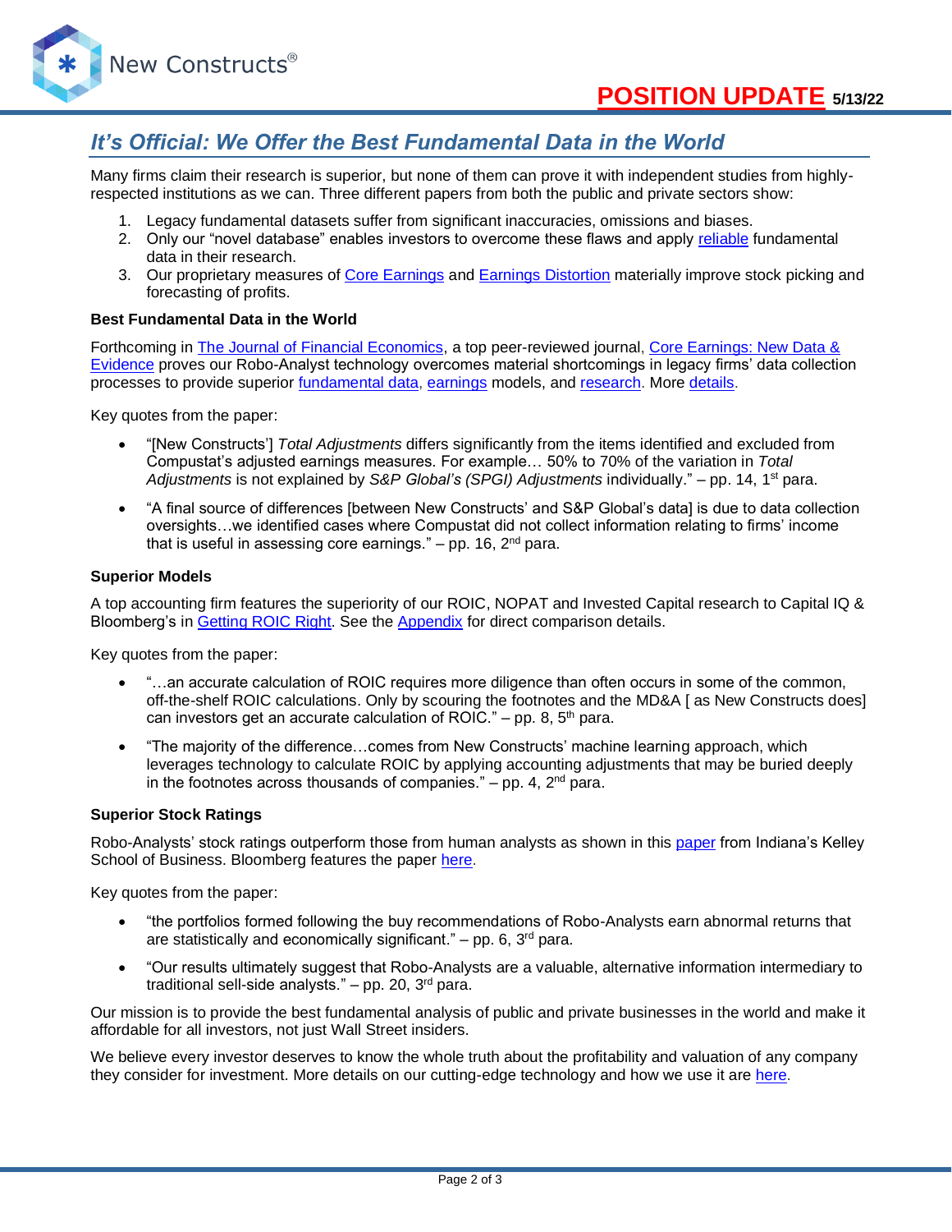## It's Official: We Offer the Best Fundamental Data in the World

Many firms claim their research is superior, but none of them can prove it with independent studies from highly-respected institutions as we can. Three different papers from both the public and private sectors show:

1. Legacy fundamental datasets suffer from significant inaccuracies, omissions and biases.
2. Only our "novel database" enables investors to overcome these flaws and apply reliable fundamental data in their research.
3. Our proprietary measures of Core Earnings and Earnings Distortion materially improve stock picking and forecasting of profits.

**Best Fundamental Data in the World**

Forthcoming in The Journal of Financial Economics, a top peer-reviewed journal, Core Earnings: New Data & Evidence proves our Robo-Analyst technology overcomes material shortcomings in legacy firms' data collection processes to provide superior fundamental data, earnings models, and research. More details.

Key quotes from the paper:

- "[New Constructs'] *Total Adjustments* differs significantly from the items identified and excluded from Compustat's adjusted earnings measures. For example… 50% to 70% of the variation in *Total Adjustments* is not explained by *S&P Global's (SPGI) Adjustments* individually." – pp. 14, 1st para.
- "A final source of differences [between New Constructs' and S&P Global's data] is due to data collection oversights…we identified cases where Compustat did not collect information relating to firms' income that is useful in assessing core earnings." – pp. 16, 2nd para.

**Superior Models**

A top accounting firm features the superiority of our ROIC, NOPAT and Invested Capital research to Capital IQ & Bloomberg's in Getting ROIC Right. See the Appendix for direct comparison details.

Key quotes from the paper:

- "…an accurate calculation of ROIC requires more diligence than often occurs in some of the common, off-the-shelf ROIC calculations. Only by scouring the footnotes and the MD&A [ as New Constructs does] can investors get an accurate calculation of ROIC." – pp. 8, 5th para.
- "The majority of the difference…comes from New Constructs' machine learning approach, which leverages technology to calculate ROIC by applying accounting adjustments that may be buried deeply in the footnotes across thousands of companies." – pp. 4, 2nd para.

**Superior Stock Ratings**

Robo-Analysts' stock ratings outperform those from human analysts as shown in this paper from Indiana's Kelley School of Business. Bloomberg features the paper here.

Key quotes from the paper:

- "the portfolios formed following the buy recommendations of Robo-Analysts earn abnormal returns that are statistically and economically significant." – pp. 6, 3rd para.
- "Our results ultimately suggest that Robo-Analysts are a valuable, alternative information intermediary to traditional sell-side analysts." – pp. 20, 3rd para.

Our mission is to provide the best fundamental analysis of public and private businesses in the world and make it affordable for all investors, not just Wall Street insiders.

We believe every investor deserves to know the whole truth about the profitability and valuation of any company they consider for investment. More details on our cutting-edge technology and how we use it are here.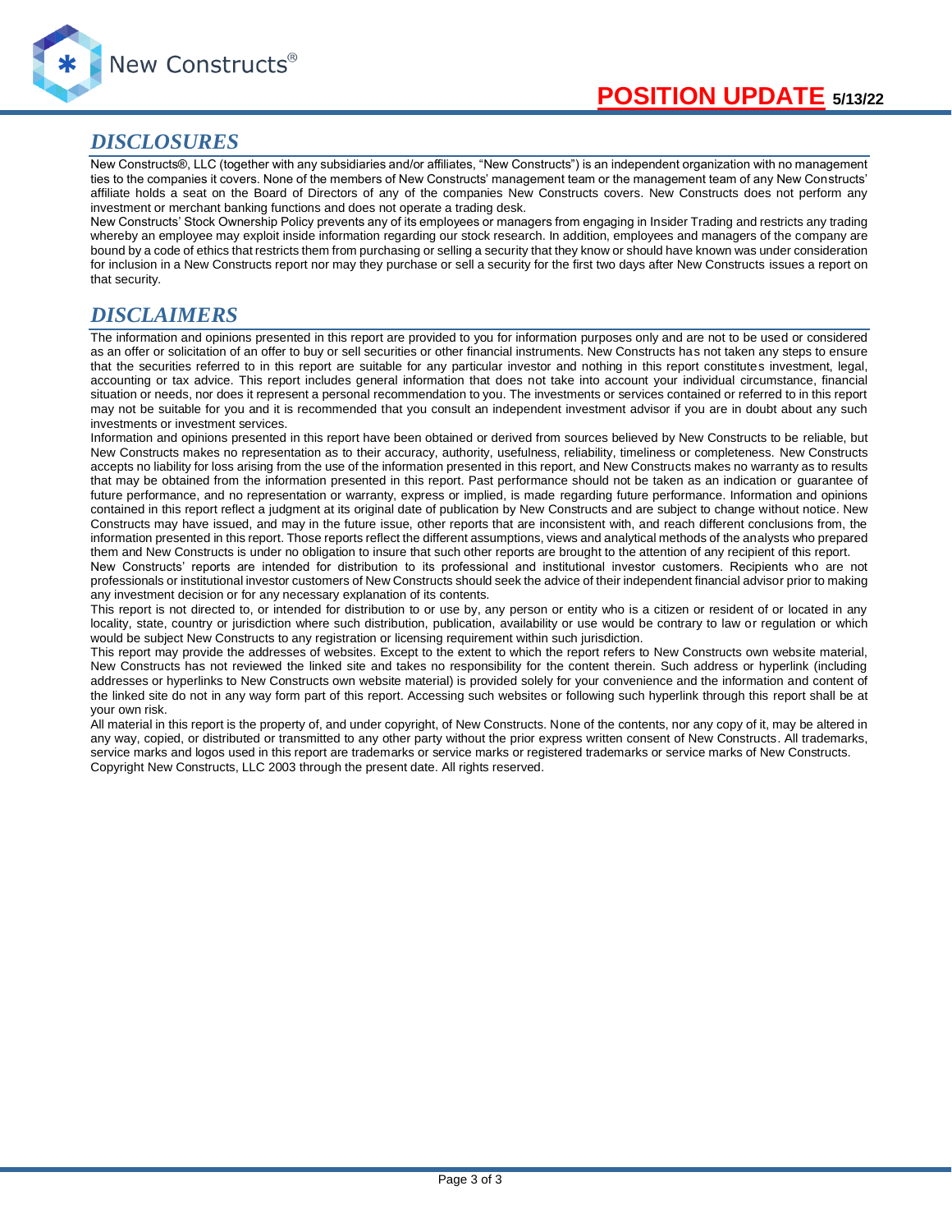## DISCLOSURES

New Constructs®, LLC (together with any subsidiaries and/or affiliates, "New Constructs") is an independent organization with no management ties to the companies it covers. None of the members of New Constructs' management team or the management team of any New Constructs' affiliate holds a seat on the Board of Directors of any of the companies New Constructs covers. New Constructs does not perform any investment or merchant banking functions and does not operate a trading desk.

New Constructs' Stock Ownership Policy prevents any of its employees or managers from engaging in Insider Trading and restricts any trading whereby an employee may exploit inside information regarding our stock research. In addition, employees and managers of the company are bound by a code of ethics that restricts them from purchasing or selling a security that they know or should have known was under consideration for inclusion in a New Constructs report nor may they purchase or sell a security for the first two days after New Constructs issues a report on that security.

## DISCLAIMERS

The information and opinions presented in this report are provided to you for information purposes only and are not to be used or considered as an offer or solicitation of an offer to buy or sell securities or other financial instruments. New Constructs has not taken any steps to ensure that the securities referred to in this report are suitable for any particular investor and nothing in this report constitutes investment, legal, accounting or tax advice. This report includes general information that does not take into account your individual circumstance, financial situation or needs, nor does it represent a personal recommendation to you. The investments or services contained or referred to in this report may not be suitable for you and it is recommended that you consult an independent investment advisor if you are in doubt about any such investments or investment services.

Information and opinions presented in this report have been obtained or derived from sources believed by New Constructs to be reliable, but New Constructs makes no representation as to their accuracy, authority, usefulness, reliability, timeliness or completeness. New Constructs accepts no liability for loss arising from the use of the information presented in this report, and New Constructs makes no warranty as to results that may be obtained from the information presented in this report. Past performance should not be taken as an indication or guarantee of future performance, and no representation or warranty, express or implied, is made regarding future performance. Information and opinions contained in this report reflect a judgment at its original date of publication by New Constructs and are subject to change without notice. New Constructs may have issued, and may in the future issue, other reports that are inconsistent with, and reach different conclusions from, the information presented in this report. Those reports reflect the different assumptions, views and analytical methods of the analysts who prepared them and New Constructs is under no obligation to insure that such other reports are brought to the attention of any recipient of this report.

New Constructs' reports are intended for distribution to its professional and institutional investor customers. Recipients who are not professionals or institutional investor customers of New Constructs should seek the advice of their independent financial advisor prior to making any investment decision or for any necessary explanation of its contents.

This report is not directed to, or intended for distribution to or use by, any person or entity who is a citizen or resident of or located in any locality, state, country or jurisdiction where such distribution, publication, availability or use would be contrary to law or regulation or which would be subject New Constructs to any registration or licensing requirement within such jurisdiction.

This report may provide the addresses of websites. Except to the extent to which the report refers to New Constructs own website material, New Constructs has not reviewed the linked site and takes no responsibility for the content therein. Such address or hyperlink (including addresses or hyperlinks to New Constructs own website material) is provided solely for your convenience and the information and content of the linked site do not in any way form part of this report. Accessing such websites or following such hyperlink through this report shall be at your own risk.

All material in this report is the property of, and under copyright, of New Constructs. None of the contents, nor any copy of it, may be altered in any way, copied, or distributed or transmitted to any other party without the prior express written consent of New Constructs. All trademarks, service marks and logos used in this report are trademarks or service marks or registered trademarks or service marks of New Constructs.

Copyright New Constructs, LLC 2003 through the present date. All rights reserved.